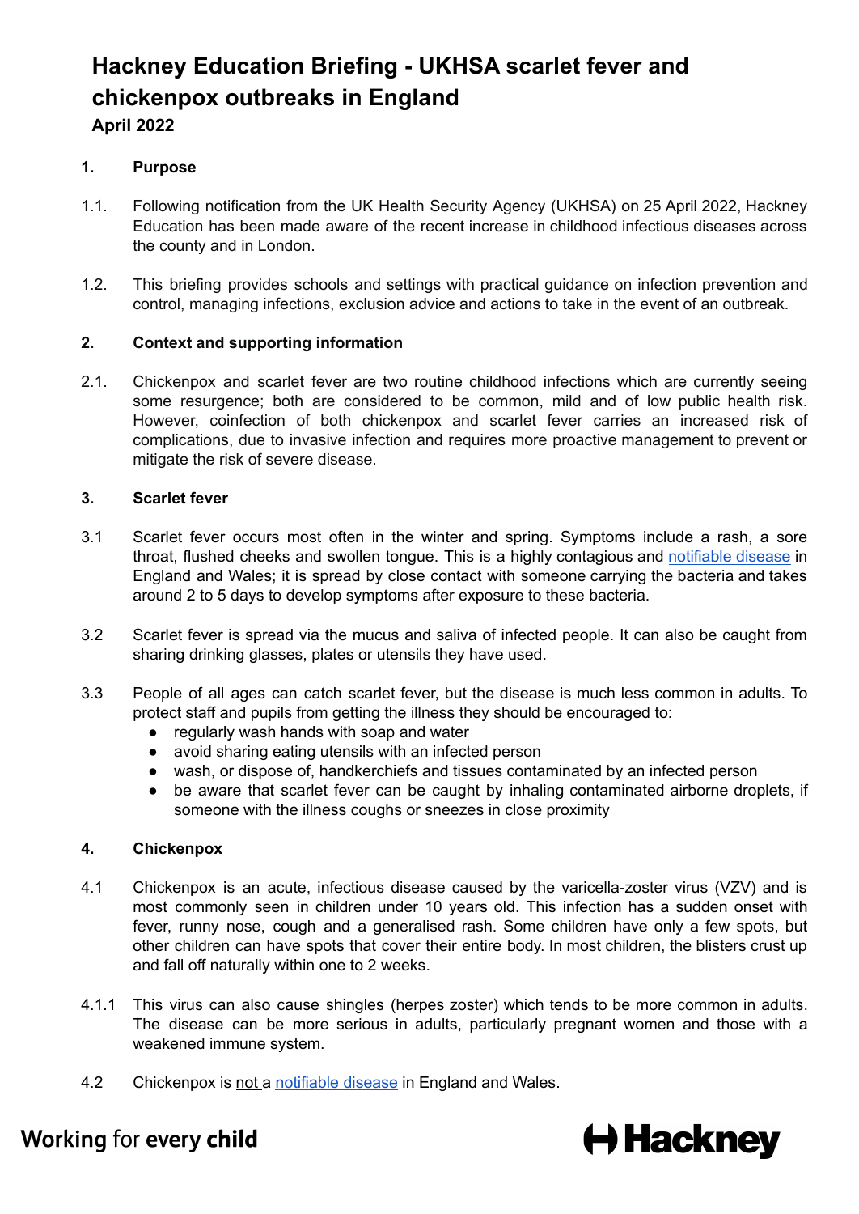# Hackney Education Briefing - UKHSA scarlet fever and chickenpox outbreaks in England

**April 2022**

## 1. Purpose

1.1. Following notification from the UK Health Security Agency (UKHSA) on 25 April 2022, Hackney Education has been made aware of the recent increase in childhood infectious diseases across the county and in London.

1.2. This briefing provides schools and settings with practical guidance on infection prevention and control, managing infections, exclusion advice and actions to take in the event of an outbreak.

## 2. Context and supporting information

2.1. Chickenpox and scarlet fever are two routine childhood infections which are currently seeing some resurgence; both are considered to be common, mild and of low public health risk. However, coinfection of both chickenpox and scarlet fever carries an increased risk of complications, due to invasive infection and requires more proactive management to prevent or mitigate the risk of severe disease.

## 3. Scarlet fever

3.1 Scarlet fever occurs most often in the winter and spring. Symptoms include a rash, a sore throat, flushed cheeks and swollen tongue. This is a highly contagious and [notifiable disease](#) in England and Wales; it is spread by close contact with someone carrying the bacteria and takes around 2 to 5 days to develop symptoms after exposure to these bacteria.

3.2 Scarlet fever is spread via the mucus and saliva of infected people. It can also be caught from sharing drinking glasses, plates or utensils they have used.

3.3 People of all ages can catch scarlet fever, but the disease is much less common in adults. To protect staff and pupils from getting the illness they should be encouraged to:

- regularly wash hands with soap and water
- avoid sharing eating utensils with an infected person
- wash, or dispose of, handkerchiefs and tissues contaminated by an infected person
- be aware that scarlet fever can be caught by inhaling contaminated airborne droplets, if someone with the illness coughs or sneezes in close proximity

## 4. Chickenpox

4.1 Chickenpox is an acute, infectious disease caused by the varicella-zoster virus (VZV) and is most commonly seen in children under 10 years old. This infection has a sudden onset with fever, runny nose, cough and a generalised rash. Some children have only a few spots, but other children can have spots that cover their entire body. In most children, the blisters crust up and fall off naturally within one to 2 weeks.

4.1.1 This virus can also cause shingles (herpes zoster) which tends to be more common in adults. The disease can be more serious in adults, particularly pregnant women and those with a weakened immune system.

4.2 Chickenpox is <u>not</u> a [notifiable disease](#) in England and Wales.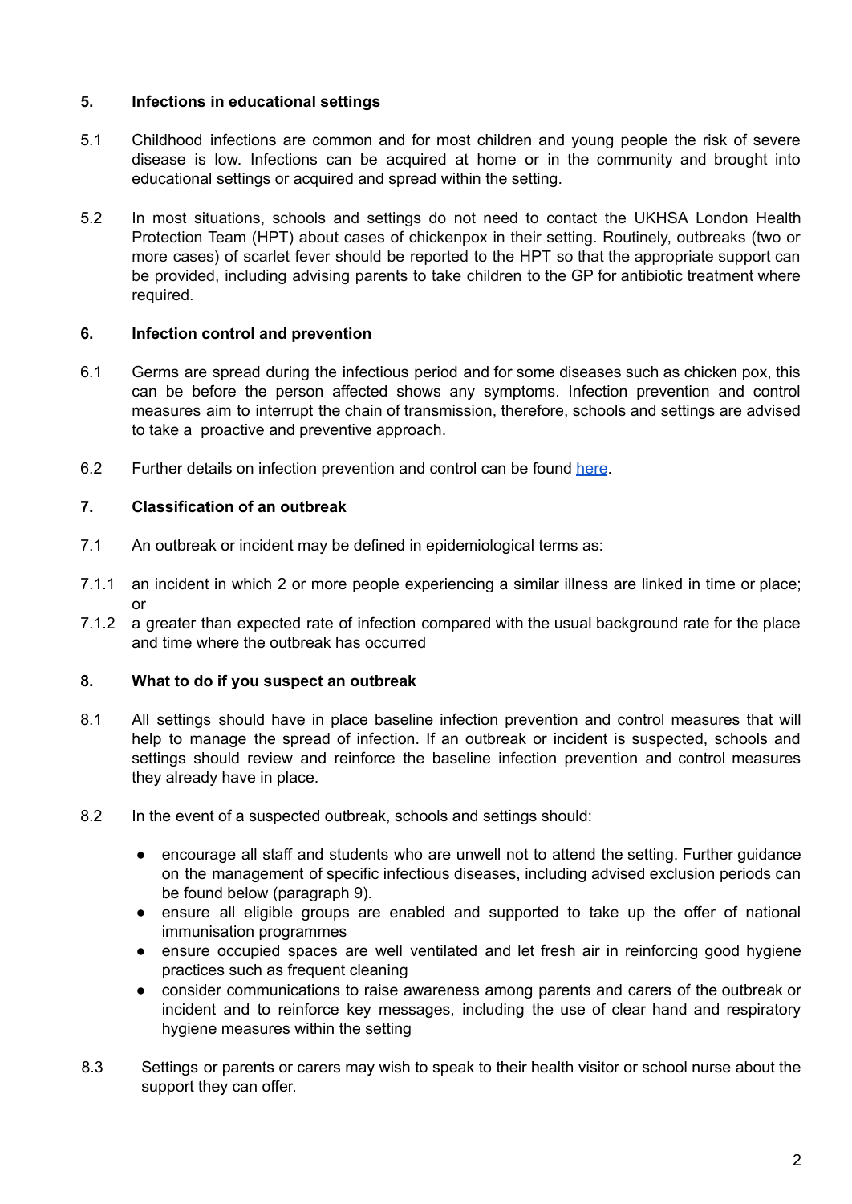## 5. Infections in educational settings

5.1 Childhood infections are common and for most children and young people the risk of severe disease is low. Infections can be acquired at home or in the community and brought into educational settings or acquired and spread within the setting.

5.2 In most situations, schools and settings do not need to contact the UKHSA London Health Protection Team (HPT) about cases of chickenpox in their setting. Routinely, outbreaks (two or more cases) of scarlet fever should be reported to the HPT so that the appropriate support can be provided, including advising parents to take children to the GP for antibiotic treatment where required.

## 6. Infection control and prevention

6.1 Germs are spread during the infectious period and for some diseases such as chicken pox, this can be before the person affected shows any symptoms. Infection prevention and control measures aim to interrupt the chain of transmission, therefore, schools and settings are advised to take a proactive and preventive approach.

6.2 Further details on infection prevention and control can be found [here]().

## 7. Classification of an outbreak

7.1 An outbreak or incident may be defined in epidemiological terms as:

7.1.1 an incident in which 2 or more people experiencing a similar illness are linked in time or place; or

7.1.2 a greater than expected rate of infection compared with the usual background rate for the place and time where the outbreak has occurred

## 8. What to do if you suspect an outbreak

8.1 All settings should have in place baseline infection prevention and control measures that will help to manage the spread of infection. If an outbreak or incident is suspected, schools and settings should review and reinforce the baseline infection prevention and control measures they already have in place.

8.2 In the event of a suspected outbreak, schools and settings should:

- encourage all staff and students who are unwell not to attend the setting. Further guidance on the management of specific infectious diseases, including advised exclusion periods can be found below (paragraph 9).
- ensure all eligible groups are enabled and supported to take up the offer of national immunisation programmes
- ensure occupied spaces are well ventilated and let fresh air in reinforcing good hygiene practices such as frequent cleaning
- consider communications to raise awareness among parents and carers of the outbreak or incident and to reinforce key messages, including the use of clear hand and respiratory hygiene measures within the setting

8.3 Settings or parents or carers may wish to speak to their health visitor or school nurse about the support they can offer.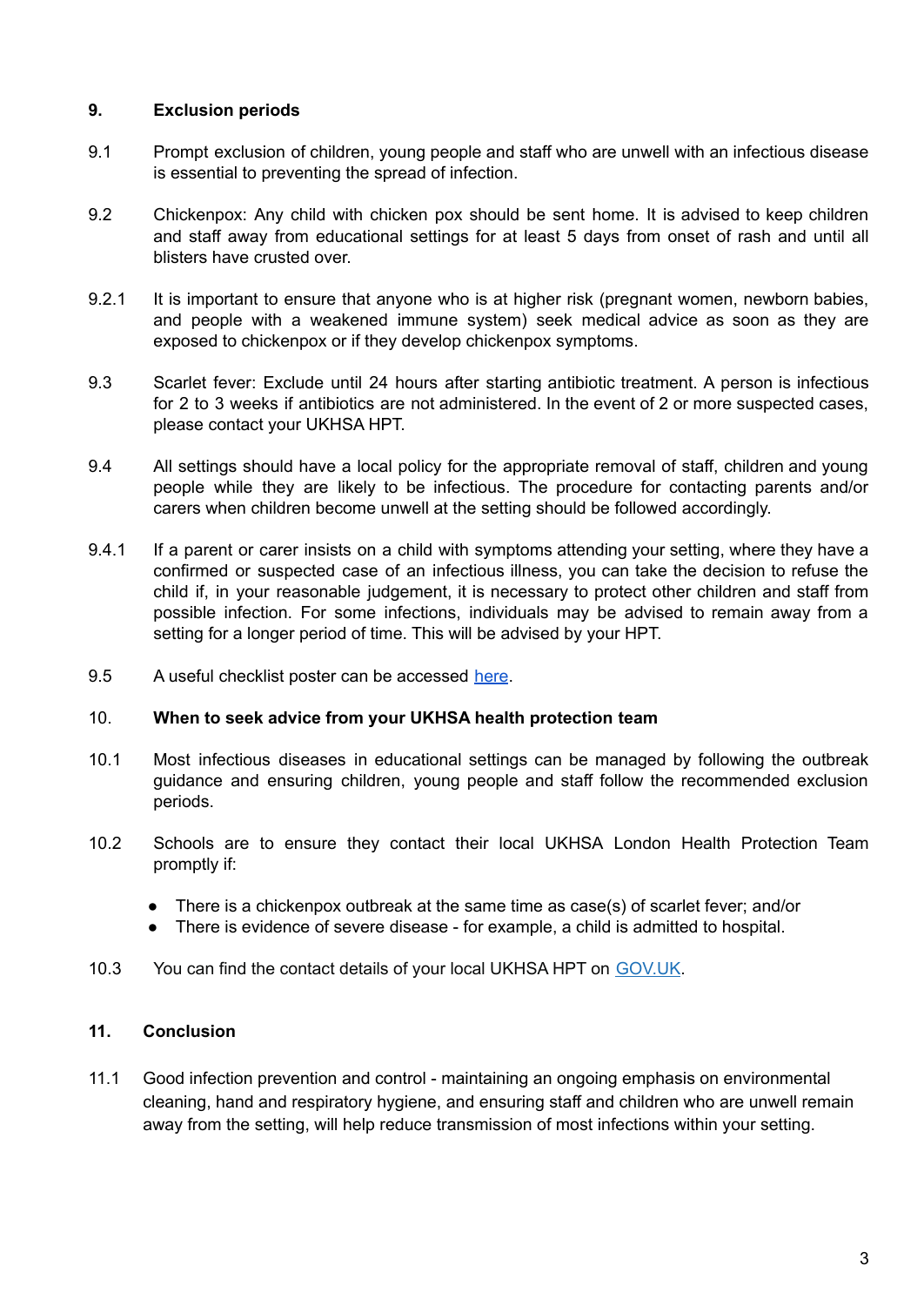## 9. Exclusion periods

9.1 Prompt exclusion of children, young people and staff who are unwell with an infectious disease is essential to preventing the spread of infection.

9.2 Chickenpox: Any child with chicken pox should be sent home. It is advised to keep children and staff away from educational settings for at least 5 days from onset of rash and until all blisters have crusted over.

9.2.1 It is important to ensure that anyone who is at higher risk (pregnant women, newborn babies, and people with a weakened immune system) seek medical advice as soon as they are exposed to chickenpox or if they develop chickenpox symptoms.

9.3 Scarlet fever: Exclude until 24 hours after starting antibiotic treatment. A person is infectious for 2 to 3 weeks if antibiotics are not administered. In the event of 2 or more suspected cases, please contact your UKHSA HPT.

9.4 All settings should have a local policy for the appropriate removal of staff, children and young people while they are likely to be infectious. The procedure for contacting parents and/or carers when children become unwell at the setting should be followed accordingly.

9.4.1 If a parent or carer insists on a child with symptoms attending your setting, where they have a confirmed or suspected case of an infectious illness, you can take the decision to refuse the child if, in your reasonable judgement, it is necessary to protect other children and staff from possible infection. For some infections, individuals may be advised to remain away from a setting for a longer period of time. This will be advised by your HPT.

9.5 A useful checklist poster can be accessed here.

## 10. When to seek advice from your UKHSA health protection team

10.1 Most infectious diseases in educational settings can be managed by following the outbreak guidance and ensuring children, young people and staff follow the recommended exclusion periods.

10.2 Schools are to ensure they contact their local UKHSA London Health Protection Team promptly if:

- There is a chickenpox outbreak at the same time as case(s) of scarlet fever; and/or
- There is evidence of severe disease - for example, a child is admitted to hospital.

10.3 You can find the contact details of your local UKHSA HPT on GOV.UK.

## 11. Conclusion

11.1 Good infection prevention and control - maintaining an ongoing emphasis on environmental cleaning, hand and respiratory hygiene, and ensuring staff and children who are unwell remain away from the setting, will help reduce transmission of most infections within your setting.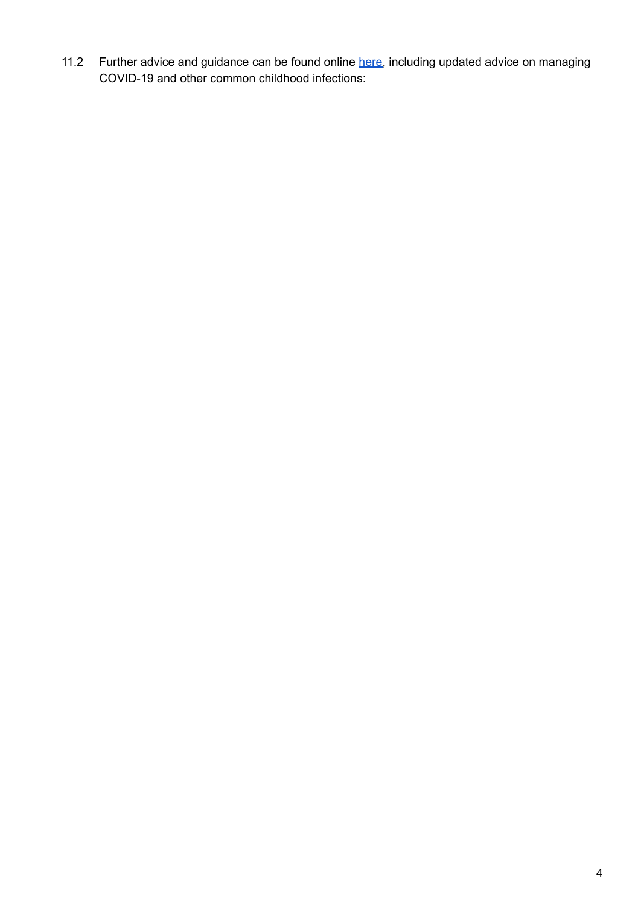11.2 Further advice and guidance can be found online [here](), including updated advice on managing COVID-19 and other common childhood infections: